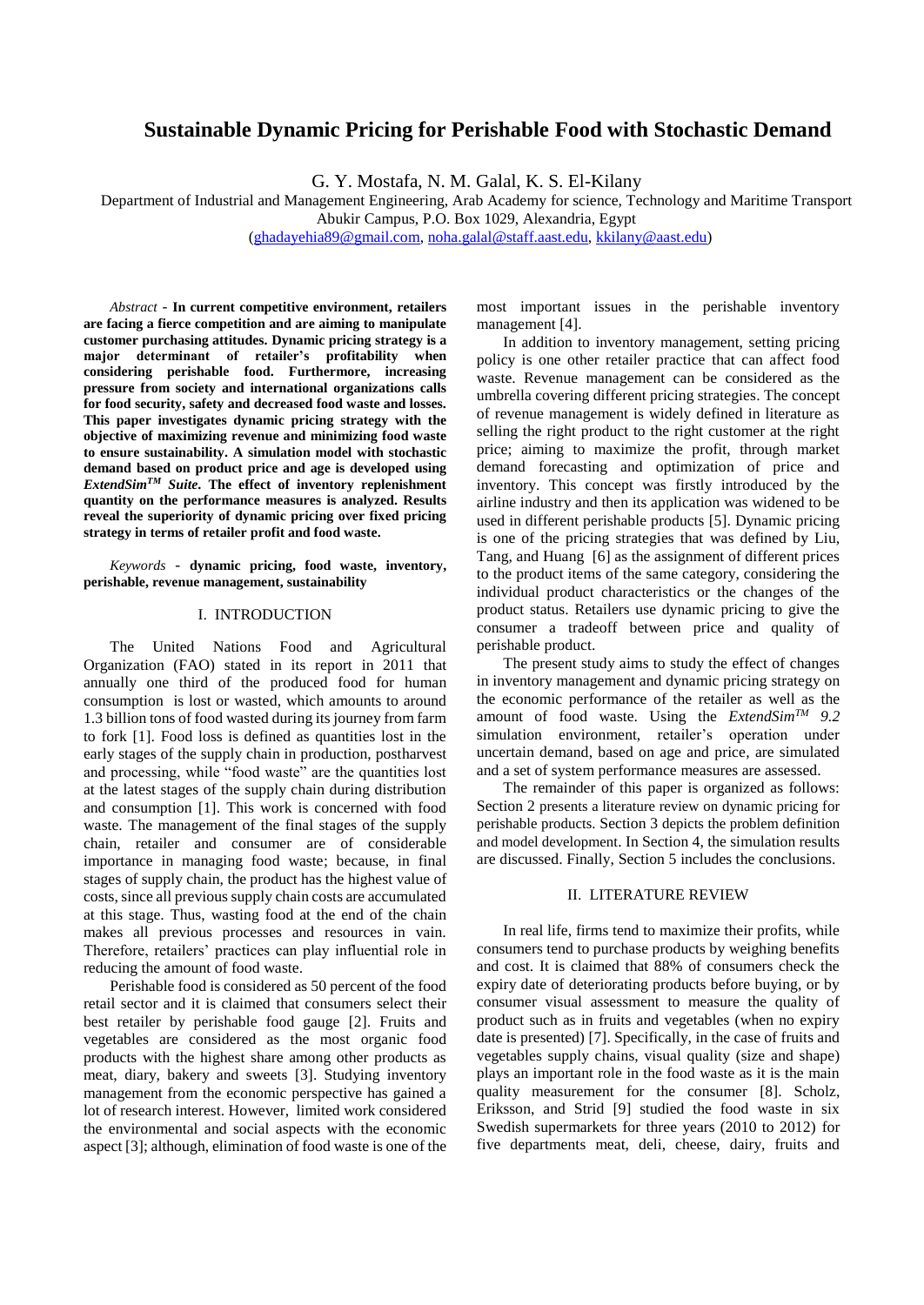# Sustainable Dynamic Pricing for Perishable Food with Stochastic Demand

G. Y. Mostafa, N. M. Galal, K. S. El-Kilany

Department of Industrial and Management Engineering, Arab Academy for science, Technology and Maritime Transport
Abukir Campus, P.O. Box 1029, Alexandria, Egypt
(ghadayehia89@gmail.com, noha.galal@staff.aast.edu, kkilany@aast.edu)

*Abstract* - **In current competitive environment, retailers are facing a fierce competition and are aiming to manipulate customer purchasing attitudes. Dynamic pricing strategy is a major determinant of retailer's profitability when considering perishable food. Furthermore, increasing pressure from society and international organizations calls for food security, safety and decreased food waste and losses. This paper investigates dynamic pricing strategy with the objective of maximizing revenue and minimizing food waste to ensure sustainability. A simulation model with stochastic demand based on product price and age is developed using *ExtendSim$^{TM}$ Suite*. The effect of inventory replenishment quantity on the performance measures is analyzed. Results reveal the superiority of dynamic pricing over fixed pricing strategy in terms of retailer profit and food waste.**

*Keywords* - **dynamic pricing, food waste, inventory, perishable, revenue management, sustainability**

## I. INTRODUCTION

The United Nations Food and Agricultural Organization (FAO) stated in its report in 2011 that annually one third of the produced food for human consumption is lost or wasted, which amounts to around 1.3 billion tons of food wasted during its journey from farm to fork [1]. Food loss is defined as quantities lost in the early stages of the supply chain in production, postharvest and processing, while "food waste" are the quantities lost at the latest stages of the supply chain during distribution and consumption [1]. This work is concerned with food waste. The management of the final stages of the supply chain, retailer and consumer are of considerable importance in managing food waste; because, in final stages of supply chain, the product has the highest value of costs, since all previous supply chain costs are accumulated at this stage. Thus, wasting food at the end of the chain makes all previous processes and resources in vain. Therefore, retailers' practices can play influential role in reducing the amount of food waste.

Perishable food is considered as 50 percent of the food retail sector and it is claimed that consumers select their best retailer by perishable food gauge [2]. Fruits and vegetables are considered as the most organic food products with the highest share among other products as meat, diary, bakery and sweets [3]. Studying inventory management from the economic perspective has gained a lot of research interest. However, limited work considered the environmental and social aspects with the economic aspect [3]; although, elimination of food waste is one of the most important issues in the perishable inventory management [4].

In addition to inventory management, setting pricing policy is one other retailer practice that can affect food waste. Revenue management can be considered as the umbrella covering different pricing strategies. The concept of revenue management is widely defined in literature as selling the right product to the right customer at the right price; aiming to maximize the profit, through market demand forecasting and optimization of price and inventory. This concept was firstly introduced by the airline industry and then its application was widened to be used in different perishable products [5]. Dynamic pricing is one of the pricing strategies that was defined by Liu, Tang, and Huang [6] as the assignment of different prices to the product items of the same category, considering the individual product characteristics or the changes of the product status. Retailers use dynamic pricing to give the consumer a tradeoff between price and quality of perishable product.

The present study aims to study the effect of changes in inventory management and dynamic pricing strategy on the economic performance of the retailer as well as the amount of food waste. Using the *ExtendSim$^{TM}$ 9.2* simulation environment, retailer's operation under uncertain demand, based on age and price, are simulated and a set of system performance measures are assessed.

The remainder of this paper is organized as follows: Section 2 presents a literature review on dynamic pricing for perishable products. Section 3 depicts the problem definition and model development. In Section 4, the simulation results are discussed. Finally, Section 5 includes the conclusions.

## II. LITERATURE REVIEW

In real life, firms tend to maximize their profits, while consumers tend to purchase products by weighing benefits and cost. It is claimed that 88% of consumers check the expiry date of deteriorating products before buying, or by consumer visual assessment to measure the quality of product such as in fruits and vegetables (when no expiry date is presented) [7]. Specifically, in the case of fruits and vegetables supply chains, visual quality (size and shape) plays an important role in the food waste as it is the main quality measurement for the consumer [8]. Scholz, Eriksson, and Strid [9] studied the food waste in six Swedish supermarkets for three years (2010 to 2012) for five departments meat, deli, cheese, dairy, fruits and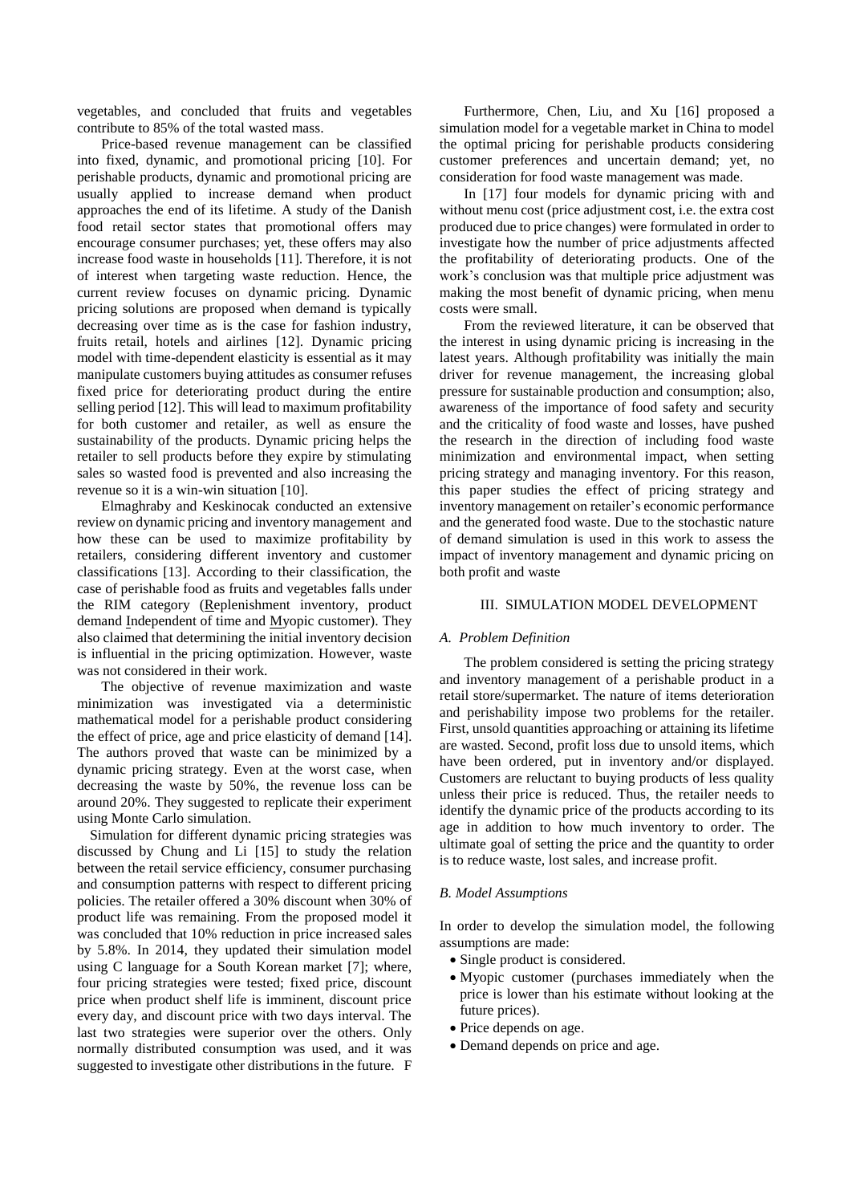vegetables, and concluded that fruits and vegetables contribute to 85% of the total wasted mass.

Price-based revenue management can be classified into fixed, dynamic, and promotional pricing [10]. For perishable products, dynamic and promotional pricing are usually applied to increase demand when product approaches the end of its lifetime. A study of the Danish food retail sector states that promotional offers may encourage consumer purchases; yet, these offers may also increase food waste in households [11]. Therefore, it is not of interest when targeting waste reduction. Hence, the current review focuses on dynamic pricing. Dynamic pricing solutions are proposed when demand is typically decreasing over time as is the case for fashion industry, fruits retail, hotels and airlines [12]. Dynamic pricing model with time-dependent elasticity is essential as it may manipulate customers buying attitudes as consumer refuses fixed price for deteriorating product during the entire selling period [12]. This will lead to maximum profitability for both customer and retailer, as well as ensure the sustainability of the products. Dynamic pricing helps the retailer to sell products before they expire by stimulating sales so wasted food is prevented and also increasing the revenue so it is a win-win situation [10].

Elmaghraby and Keskinocak conducted an extensive review on dynamic pricing and inventory management and how these can be used to maximize profitability by retailers, considering different inventory and customer classifications [13]. According to their classification, the case of perishable food as fruits and vegetables falls under the RIM category (Replenishment inventory, product demand Independent of time and Myopic customer). They also claimed that determining the initial inventory decision is influential in the pricing optimization. However, waste was not considered in their work.

The objective of revenue maximization and waste minimization was investigated via a deterministic mathematical model for a perishable product considering the effect of price, age and price elasticity of demand [14]. The authors proved that waste can be minimized by a dynamic pricing strategy. Even at the worst case, when decreasing the waste by 50%, the revenue loss can be around 20%. They suggested to replicate their experiment using Monte Carlo simulation.

Simulation for different dynamic pricing strategies was discussed by Chung and Li [15] to study the relation between the retail service efficiency, consumer purchasing and consumption patterns with respect to different pricing policies. The retailer offered a 30% discount when 30% of product life was remaining. From the proposed model it was concluded that 10% reduction in price increased sales by 5.8%. In 2014, they updated their simulation model using C language for a South Korean market [7]; where, four pricing strategies were tested; fixed price, discount price when product shelf life is imminent, discount price every day, and discount price with two days interval. The last two strategies were superior over the others. Only normally distributed consumption was used, and it was suggested to investigate other distributions in the future. F

Furthermore, Chen, Liu, and Xu [16] proposed a simulation model for a vegetable market in China to model the optimal pricing for perishable products considering customer preferences and uncertain demand; yet, no consideration for food waste management was made.

In [17] four models for dynamic pricing with and without menu cost (price adjustment cost, i.e. the extra cost produced due to price changes) were formulated in order to investigate how the number of price adjustments affected the profitability of deteriorating products. One of the work's conclusion was that multiple price adjustment was making the most benefit of dynamic pricing, when menu costs were small.

From the reviewed literature, it can be observed that the interest in using dynamic pricing is increasing in the latest years. Although profitability was initially the main driver for revenue management, the increasing global pressure for sustainable production and consumption; also, awareness of the importance of food safety and security and the criticality of food waste and losses, have pushed the research in the direction of including food waste minimization and environmental impact, when setting pricing strategy and managing inventory. For this reason, this paper studies the effect of pricing strategy and inventory management on retailer's economic performance and the generated food waste. Due to the stochastic nature of demand simulation is used in this work to assess the impact of inventory management and dynamic pricing on both profit and waste

## III. SIMULATION MODEL DEVELOPMENT

### *A. Problem Definition*

The problem considered is setting the pricing strategy and inventory management of a perishable product in a retail store/supermarket. The nature of items deterioration and perishability impose two problems for the retailer. First, unsold quantities approaching or attaining its lifetime are wasted. Second, profit loss due to unsold items, which have been ordered, put in inventory and/or displayed. Customers are reluctant to buying products of less quality unless their price is reduced. Thus, the retailer needs to identify the dynamic price of the products according to its age in addition to how much inventory to order. The ultimate goal of setting the price and the quantity to order is to reduce waste, lost sales, and increase profit.

### *B. Model Assumptions*

In order to develop the simulation model, the following assumptions are made:

- Single product is considered.
- Myopic customer (purchases immediately when the price is lower than his estimate without looking at the future prices).
- Price depends on age.
- Demand depends on price and age.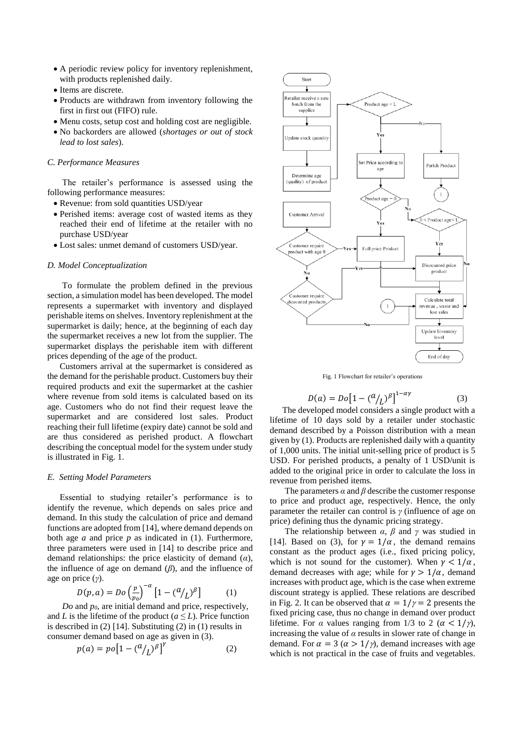- A periodic review policy for inventory replenishment, with products replenished daily.
- Items are discrete.
- Products are withdrawn from inventory following the first in first out (FIFO) rule.
- Menu costs, setup cost and holding cost are negligible.
- No backorders are allowed (*shortages or out of stock lead to lost sales*).

### C. Performance Measures

The retailer's performance is assessed using the following performance measures:

- Revenue: from sold quantities USD/year
- Perished items: average cost of wasted items as they reached their end of lifetime at the retailer with no purchase USD/year
- Lost sales: unmet demand of customers USD/year.

### D. Model Conceptualization

To formulate the problem defined in the previous section, a simulation model has been developed. The model represents a supermarket with inventory and displayed perishable items on shelves. Inventory replenishment at the supermarket is daily; hence, at the beginning of each day the supermarket receives a new lot from the supplier. The supermarket displays the perishable item with different prices depending of the age of the product.

Customers arrival at the supermarket is considered as the demand for the perishable product. Customers buy their required products and exit the supermarket at the cashier where revenue from sold items is calculated based on its age. Customers who do not find their request leave the supermarket and are considered lost sales. Product reaching their full lifetime (expiry date) cannot be sold and are thus considered as perished product. A flowchart describing the conceptual model for the system under study is illustrated in Fig. 1.

### E. Setting Model Parameters

Essential to studying retailer's performance is to identify the revenue, which depends on sales price and demand. In this study the calculation of price and demand functions are adopted from [14], where demand depends on both age $a$ and price $p$ as indicated in (1). Furthermore, three parameters were used in [14] to describe price and demand relationships: the price elasticity of demand ($\alpha$), the influence of age on demand ($\beta$), and the influence of age on price ($\gamma$).

$$D(p,a) = Do\left(\frac{p}{p_0}\right)^{-\alpha}\left[1 - \left(\frac{a}{L}\right)^{\beta}\right] \quad (1)$$

$Do$ and $p_0$, are initial demand and price, respectively, and $L$ is the lifetime of the product ($a \leq L$). Price function is described in (2) [14]. Substituting (2) in (1) results in consumer demand based on age as given in (3).

$$p(a) = po\left[1 - \left(\frac{a}{L}\right)^{\beta}\right]^{\gamma} \quad (2)$$

Fig. 1 Flowchart for retailer's operations

$$D(a) = Do\left[1 - \left(\frac{a}{L}\right)^{\beta}\right]^{1-\alpha\gamma} \quad (3)$$

The developed model considers a single product with a lifetime of 10 days sold by a retailer under stochastic demand described by a Poisson distribution with a mean given by (1). Products are replenished daily with a quantity of 1,000 units. The initial unit-selling price of product is 5 USD. For perished products, a penalty of 1 USD/unit is added to the original price in order to calculate the loss in revenue from perished items.

The parameters $\alpha$ and $\beta$ describe the customer response to price and product age, respectively. Hence, the only parameter the retailer can control is $\gamma$ (influence of age on price) defining thus the dynamic pricing strategy.

The relationship between $\alpha$, $\beta$ and $\gamma$ was studied in [14]. Based on (3), for $\gamma = 1/\alpha$, the demand remains constant as the product ages (i.e., fixed pricing policy, which is not sound for the customer). When $\gamma < 1/\alpha$, demand decreases with age; while for $\gamma > 1/\alpha$, demand increases with product age, which is the case when extreme discount strategy is applied. These relations are described in Fig. 2. It can be observed that $\alpha = 1/\gamma = 2$ presents the fixed pricing case, thus no change in demand over product lifetime. For $\alpha$ values ranging from 1/3 to 2 ($\alpha < 1/\gamma$), increasing the value of $\alpha$ results in slower rate of change in demand. For $\alpha = 3$ ($\alpha > 1/\gamma$), demand increases with age which is not practical in the case of fruits and vegetables.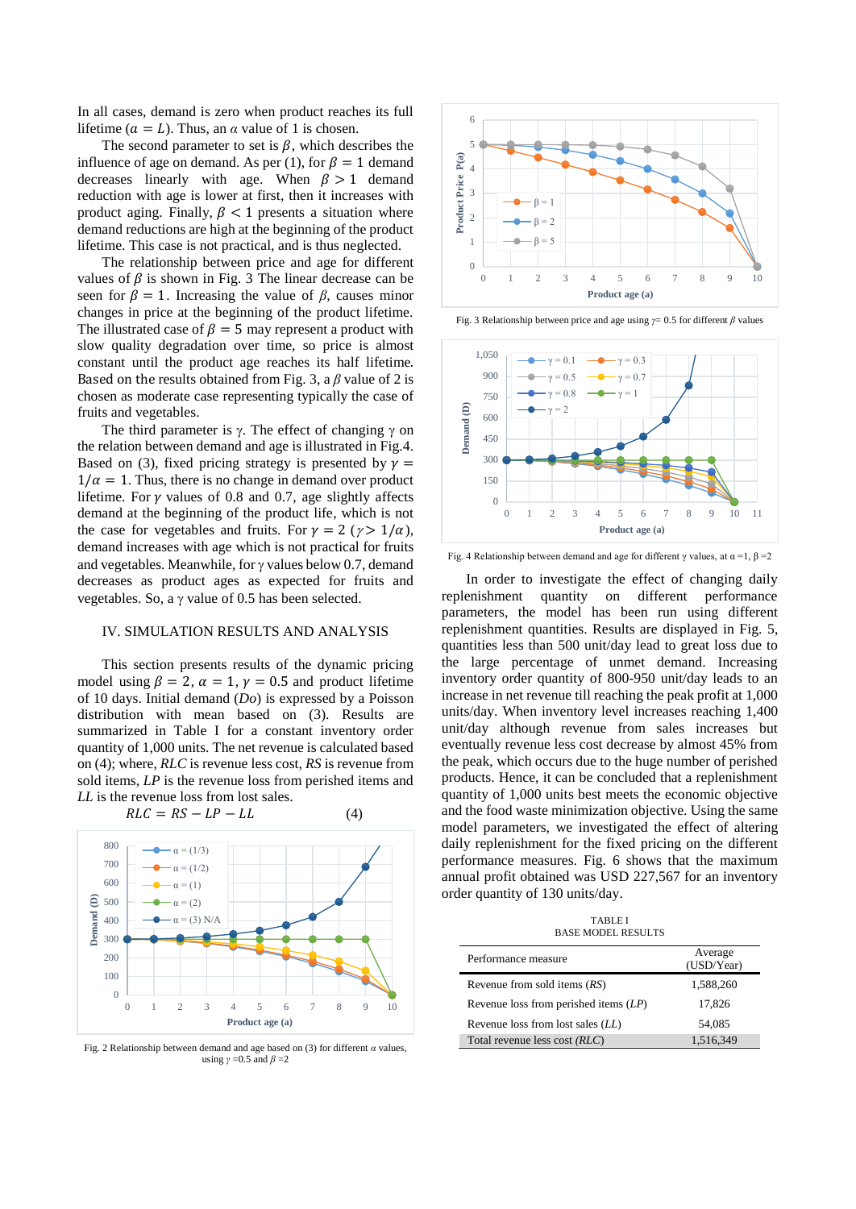In all cases, demand is zero when product reaches its full lifetime ($\alpha = L$). Thus, an $\alpha$ value of 1 is chosen.

The second parameter to set is $\beta$, which describes the influence of age on demand. As per (1), for $\beta = 1$ demand decreases linearly with age. When $\beta > 1$ demand reduction with age is lower at first, then it increases with product aging. Finally, $\beta < 1$ presents a situation where demand reductions are high at the beginning of the product lifetime. This case is not practical, and is thus neglected.

The relationship between price and age for different values of $\beta$ is shown in Fig. 3 The linear decrease can be seen for $\beta = 1$. Increasing the value of $\beta$, causes minor changes in price at the beginning of the product lifetime. The illustrated case of $\beta = 5$ may represent a product with slow quality degradation over time, so price is almost constant until the product age reaches its half lifetime. Based on the results obtained from Fig. 3, a $\beta$ value of 2 is chosen as moderate case representing typically the case of fruits and vegetables.

The third parameter is $\gamma$. The effect of changing $\gamma$ on the relation between demand and age is illustrated in Fig.4. Based on (3), fixed pricing strategy is presented by $\gamma = 1/\alpha = 1$. Thus, there is no change in demand over product lifetime. For $\gamma$ values of 0.8 and 0.7, age slightly affects demand at the beginning of the product life, which is not the case for vegetables and fruits. For $\gamma = 2$ ($\gamma > 1/\alpha$), demand increases with age which is not practical for fruits and vegetables. Meanwhile, for $\gamma$ values below 0.7, demand decreases as product ages as expected for fruits and vegetables. So, a $\gamma$ value of 0.5 has been selected.

## IV. SIMULATION RESULTS AND ANALYSIS

This section presents results of the dynamic pricing model using $\beta = 2$, $\alpha = 1$, $\gamma = 0.5$ and product lifetime of 10 days. Initial demand (*Do*) is expressed by a Poisson distribution with mean based on (3). Results are summarized in Table I for a constant inventory order quantity of 1,000 units. The net revenue is calculated based on (4); where, *RLC* is revenue less cost, *RS* is revenue from sold items, *LP* is the revenue loss from perished items and *LL* is the revenue loss from lost sales.

$$RLC = RS - LP - LL \tag{4}$$

Fig. 2 Relationship between demand and age based on (3) for different $\alpha$ values, using $\gamma$ =0.5 and $\beta$ =2

Fig. 3 Relationship between price and age using $\gamma$= 0.5 for different $\beta$ values

Fig. 4 Relationship between demand and age for different $\gamma$ values, at $\alpha$ =1, $\beta$ =2

In order to investigate the effect of changing daily replenishment quantity on different performance parameters, the model has been run using different replenishment quantities. Results are displayed in Fig. 5, quantities less than 500 unit/day lead to great loss due to the large percentage of unmet demand. Increasing inventory order quantity of 800-950 unit/day leads to an increase in net revenue till reaching the peak profit at 1,000 units/day. When inventory level increases reaching 1,400 unit/day although revenue from lost sales increases but eventually revenue less cost decrease by almost 45% from the peak, which occurs due to the huge number of perished products. Hence, it can be concluded that a replenishment quantity of 1,000 units best meets the economic objective and the food waste minimization objective. Using the same model parameters, we investigated the effect of altering daily replenishment for the fixed pricing on the different performance measures. Fig. 6 shows that the maximum annual profit obtained was USD 227,567 for an inventory order quantity of 130 units/day.

TABLE I
BASE MODEL RESULTS

| Performance measure | Average (USD/Year) |
|---|---|
| Revenue from sold items (*RS*) | 1,588,260 |
| Revenue loss from perished items (*LP*) | 17,826 |
| Revenue loss from lost sales (*LL*) | 54,085 |
| Total revenue less cost (*RLC*) | 1,516,349 |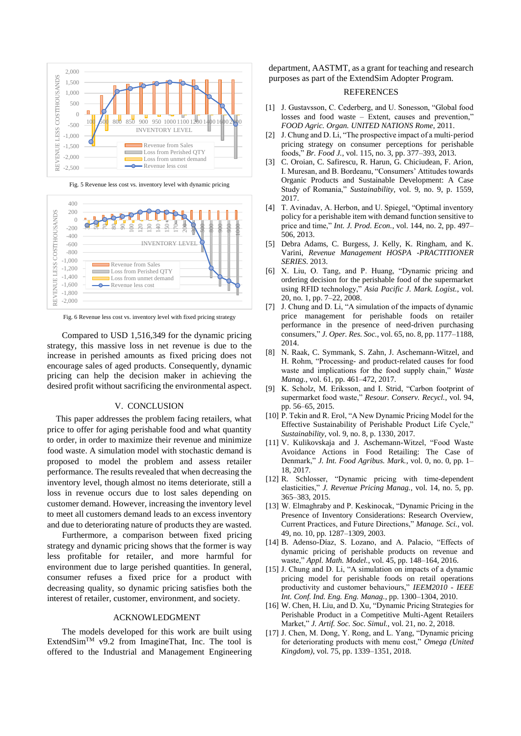2,000
1,500
1,000
500
0
-500
-1,000
-1,500
-2,000
-2,500

REVENUE LESS COSTTHOUSANDS

100 500 800 850 900 950 1000 1100 1200 1400 1600 2000

INVENTORY LEVEL

Revenue from Sales
Loss from Perished QTY
Loss from unmet demand
Revenue less cost

Fig. 5 Revenue less cost vs. inventory level with dynamic pricing

400
200
0
-200
-400
-600
-800
-1,000
-1,200
-1,400
-1,600
-1,800
-2,000

REVENUE LESS COSTTHOUSANDS

INVENTORY LEVEL

Revenue from Sales
Loss from Perished QTY
Loss from unmet demand
Revenue less cost

Fig. 6 Revenue less cost vs. inventory level with fixed pricing strategy

Compared to USD 1,516,349 for the dynamic pricing strategy, this massive loss in net revenue is due to the increase in perished amounts as fixed pricing does not encourage sales of aged products. Consequently, dynamic pricing can help the decision maker in achieving the desired profit without sacrificing the environmental aspect.

## V. CONCLUSION

This paper addresses the problem facing retailers, what price to offer for aging perishable food and what quantity to order, in order to maximize their revenue and minimize food waste. A simulation model with stochastic demand is proposed to model the problem and assess retailer performance. The results revealed that when decreasing the inventory level, though almost no items deteriorate, still a loss in revenue occurs due to lost sales depending on customer demand. However, increasing the inventory level to meet all customers demand leads to an excess inventory and due to deteriorating nature of products they are wasted.

Furthermore, a comparison between fixed pricing strategy and dynamic pricing shows that the former is way less profitable for retailer, and more harmful for environment due to large perished quantities. In general, consumer refuses a fixed price for a product with decreasing quality, so dynamic pricing satisfies both the interest of retailer, customer, environment, and society.

## ACKNOWLEDGMENT

The models developed for this work are built using ExtendSim™ v9.2 from ImagineThat, Inc. The tool is offered to the Industrial and Management Engineering department, AASTMT, as a grant for teaching and research purposes as part of the ExtendSim Adopter Program.

## REFERENCES

[1] J. Gustavsson, C. Cederberg, and U. Sonesson, “Global food losses and food waste – Extent, causes and prevention,” *FOOD Agric. Organ. UNITED NATIONS Rome*, 2011.

[2] J. Chung and D. Li, “The prospective impact of a multi-period pricing strategy on consumer perceptions for perishable foods,” *Br. Food J.*, vol. 115, no. 3, pp. 377–393, 2013.

[3] C. Oroian, C. Safirescu, R. Harun, G. Chiciudean, F. Arion, I. Muresan, and B. Bordeanu, “Consumers’ Attitudes towards Organic Products and Sustainable Development: A Case Study of Romania,” *Sustainability*, vol. 9, no. 9, p. 1559, 2017.

[4] T. Avinadav, A. Herbon, and U. Spiegel, “Optimal inventory policy for a perishable item with demand function sensitive to price and time,” *Int. J. Prod. Econ.*, vol. 144, no. 2, pp. 497–506, 2013.

[5] Debra Adams, C. Burgess, J. Kelly, K. Ringham, and K. Varini, *Revenue Management HOSPA -PRACTITIONER SERIES*. 2013.

[6] X. Liu, O. Tang, and P. Huang, “Dynamic pricing and ordering decision for the perishable food of the supermarket using RFID technology,” *Asia Pacific J. Mark. Logist.*, vol. 20, no. 1, pp. 7–22, 2008.

[7] J. Chung and D. Li, “A simulation of the impacts of dynamic price management for perishable foods on retailer performance in the presence of need-driven purchasing consumers,” *J. Oper. Res. Soc.*, vol. 65, no. 8, pp. 1177–1188, 2014.

[8] N. Raak, C. Symmank, S. Zahn, J. Aschemann-Witzel, and H. Rohm, “Processing- and product-related causes for food waste and implications for the food supply chain,” *Waste Manag.*, vol. 61, pp. 461–472, 2017.

[9] K. Scholz, M. Eriksson, and I. Strid, “Carbon footprint of supermarket food waste,” *Resour. Conserv. Recycl.*, vol. 94, pp. 56–65, 2015.

[10] P. Tekin and R. Erol, “A New Dynamic Pricing Model for the Effective Sustainability of Perishable Product Life Cycle,” *Sustainability*, vol. 9, no. 8, p. 1330, 2017.

[11] V. Kulikovskaja and J. Aschemann-Witzel, “Food Waste Avoidance Actions in Food Retailing: The Case of Denmark,” *J. Int. Food Agribus. Mark.*, vol. 0, no. 0, pp. 1–18, 2017.

[12] R. Schlosser, “Dynamic pricing with time-dependent elasticities,” *J. Revenue Pricing Manag.*, vol. 14, no. 5, pp. 365–383, 2015.

[13] W. Elmaghraby and P. Keskinocak, “Dynamic Pricing in the Presence of Inventory Considerations: Research Overview, Current Practices, and Future Directions,” *Manage. Sci.*, vol. 49, no. 10, pp. 1287–1309, 2003.

[14] B. Adenso-Díaz, S. Lozano, and A. Palacio, “Effects of dynamic pricing of perishable products on revenue and waste,” *Appl. Math. Model.*, vol. 45, pp. 148–164, 2016.

[15] J. Chung and D. Li, “A simulation on impacts of a dynamic pricing model for perishable foods on retail operations productivity and customer behaviours,” *IEEM2010 - IEEE Int. Conf. Ind. Eng. Eng. Manag.*, pp. 1300–1304, 2010.

[16] W. Chen, H. Liu, and D. Xu, “Dynamic Pricing Strategies for Perishable Product in a Competitive Multi-Agent Retailers Market,” *J. Artif. Soc. Soc. Simul.*, vol. 21, no. 2, 2018.

[17] J. Chen, M. Dong, Y. Rong, and L. Yang, “Dynamic pricing for deteriorating products with menu cost,” *Omega (United Kingdom)*, vol. 75, pp. 1339–1351, 2018.